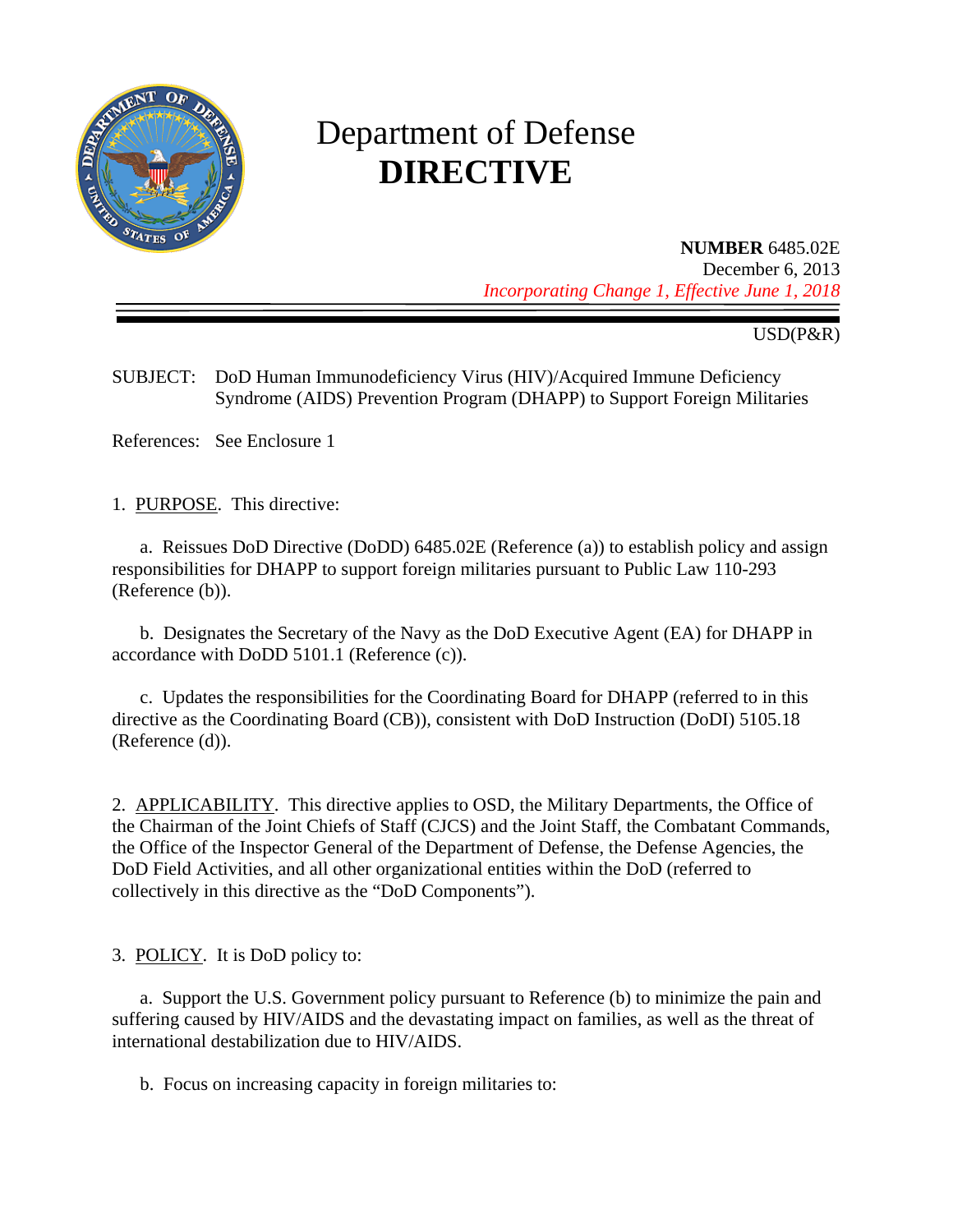# Department of Defense
# DIRECTIVE

**NUMBER** 6485.02E
December 6, 2013
*Incorporating Change 1, Effective June 1, 2018*

USD(P&R)

SUBJECT: DoD Human Immunodeficiency Virus (HIV)/Acquired Immune Deficiency Syndrome (AIDS) Prevention Program (DHAPP) to Support Foreign Militaries

References: See Enclosure 1

1. PURPOSE. This directive:

a. Reissues DoD Directive (DoDD) 6485.02E (Reference (a)) to establish policy and assign responsibilities for DHAPP to support foreign militaries pursuant to Public Law 110-293 (Reference (b)).

b. Designates the Secretary of the Navy as the DoD Executive Agent (EA) for DHAPP in accordance with DoDD 5101.1 (Reference (c)).

c. Updates the responsibilities for the Coordinating Board for DHAPP (referred to in this directive as the Coordinating Board (CB)), consistent with DoD Instruction (DoDI) 5105.18 (Reference (d)).

2. APPLICABILITY. This directive applies to OSD, the Military Departments, the Office of the Chairman of the Joint Chiefs of Staff (CJCS) and the Joint Staff, the Combatant Commands, the Office of the Inspector General of the Department of Defense, the Defense Agencies, the DoD Field Activities, and all other organizational entities within the DoD (referred to collectively in this directive as the "DoD Components").

3. POLICY. It is DoD policy to:

a. Support the U.S. Government policy pursuant to Reference (b) to minimize the pain and suffering caused by HIV/AIDS and the devastating impact on families, as well as the threat of international destabilization due to HIV/AIDS.

b. Focus on increasing capacity in foreign militaries to: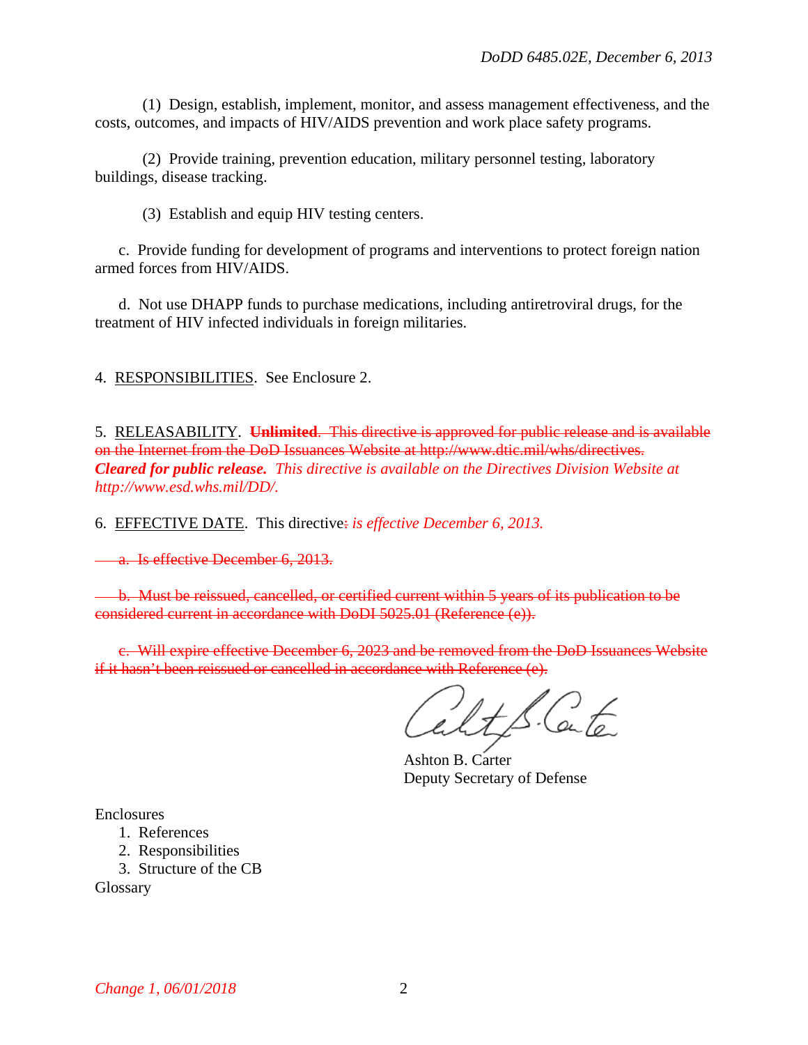(1) Design, establish, implement, monitor, and assess management effectiveness, and the costs, outcomes, and impacts of HIV/AIDS prevention and work place safety programs.

(2) Provide training, prevention education, military personnel testing, laboratory buildings, disease tracking.

(3) Establish and equip HIV testing centers.

c. Provide funding for development of programs and interventions to protect foreign nation armed forces from HIV/AIDS.

d. Not use DHAPP funds to purchase medications, including antiretroviral drugs, for the treatment of HIV infected individuals in foreign militaries.

4. RESPONSIBILITIES. See Enclosure 2.

5. RELEASABILITY. ~~**Unlimited**. This directive is approved for public release and is available on the Internet from the DoD Issuances Website at http://www.dtic.mil/whs/directives.~~ ***Cleared for public release.*** *This directive is available on the Directives Division Website at http://www.esd.whs.mil/DD/.*

6. EFFECTIVE DATE. This directive~~:~~ *is effective December 6, 2013.*

~~a. Is effective December 6, 2013.~~

~~b. Must be reissued, cancelled, or certified current within 5 years of its publication to be considered current in accordance with DoDI 5025.01 (Reference (e)).~~

~~c. Will expire effective December 6, 2023 and be removed from the DoD Issuances Website if it hasn't been reissued or cancelled in accordance with Reference (e).~~

Ashton B. Carter
Deputy Secretary of Defense

Enclosures
1. References
2. Responsibilities
3. Structure of the CB

Glossary

*Change 1, 06/01/2018*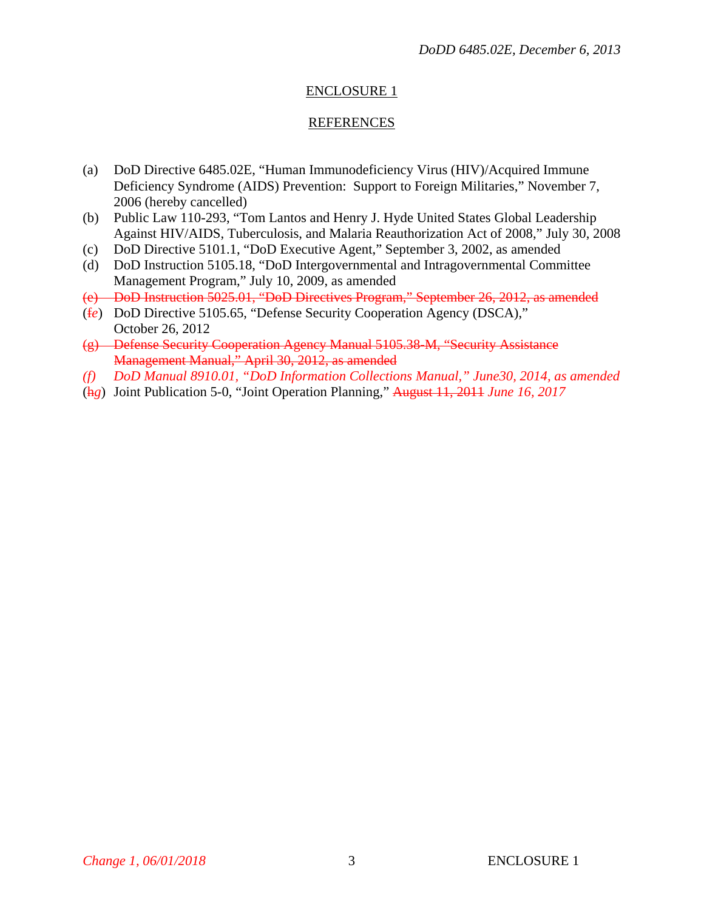ENCLOSURE 1

REFERENCES

(a) DoD Directive 6485.02E, "Human Immunodeficiency Virus (HIV)/Acquired Immune Deficiency Syndrome (AIDS) Prevention: Support to Foreign Militaries," November 7, 2006 (hereby cancelled)

(b) Public Law 110-293, "Tom Lantos and Henry J. Hyde United States Global Leadership Against HIV/AIDS, Tuberculosis, and Malaria Reauthorization Act of 2008," July 30, 2008

(c) DoD Directive 5101.1, "DoD Executive Agent," September 3, 2002, as amended

(d) DoD Instruction 5105.18, "DoD Intergovernmental and Intragovernmental Committee Management Program," July 10, 2009, as amended

~~(e) DoD Instruction 5025.01, "DoD Directives Program," September 26, 2012, as amended~~

(~~f~~*e*) DoD Directive 5105.65, "Defense Security Cooperation Agency (DSCA)," October 26, 2012

~~(g) Defense Security Cooperation Agency Manual 5105.38-M, "Security Assistance Management Manual," April 30, 2012, as amended~~

*(f) DoD Manual 8910.01, "DoD Information Collections Manual," June30, 2014, as amended*

(~~h~~*g*) Joint Publication 5-0, "Joint Operation Planning," ~~August 11, 2011~~ *June 16, 2017*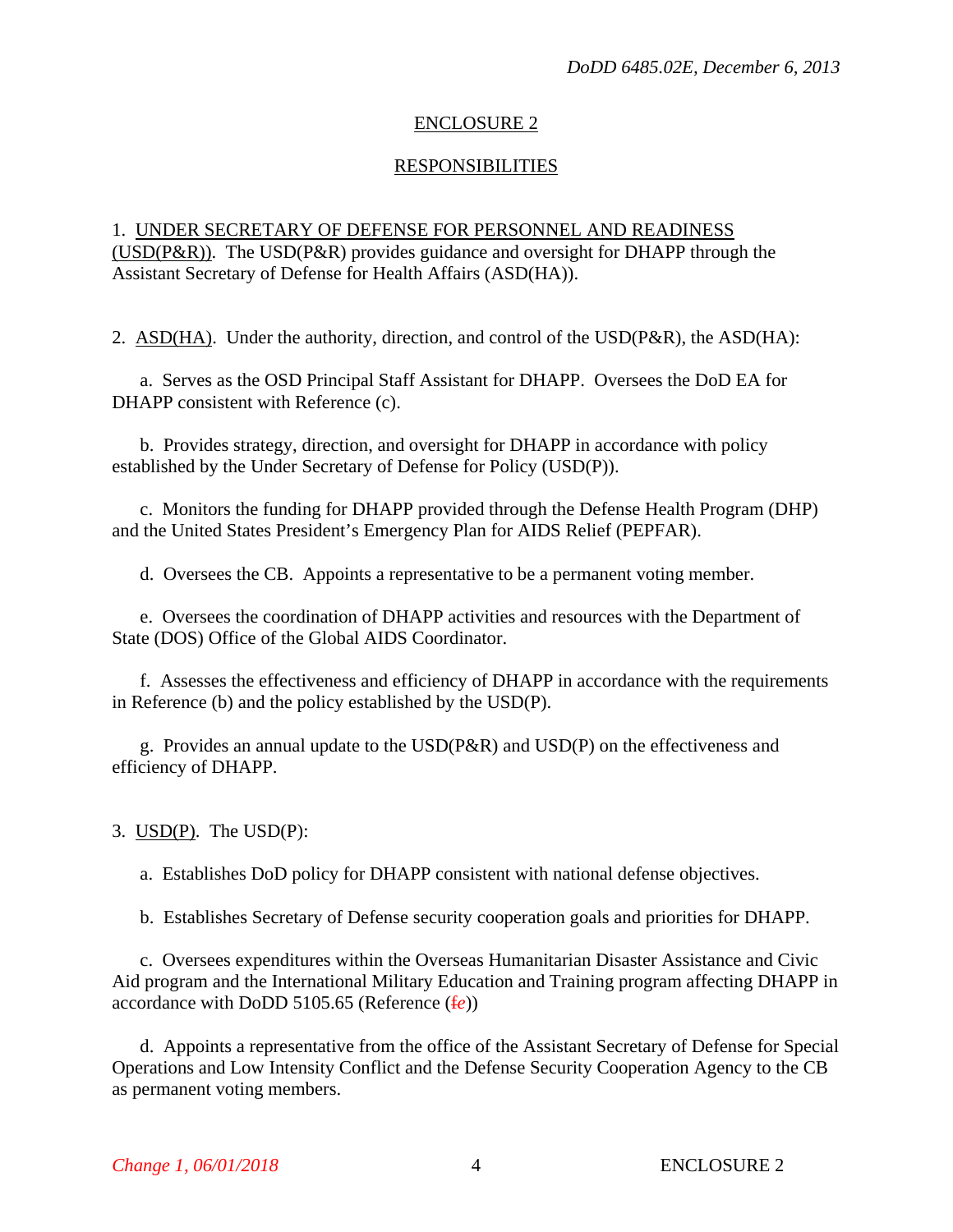## ENCLOSURE 2

## RESPONSIBILITIES

1. UNDER SECRETARY OF DEFENSE FOR PERSONNEL AND READINESS (USD(P&R)). The USD(P&R) provides guidance and oversight for DHAPP through the Assistant Secretary of Defense for Health Affairs (ASD(HA)).

2. ASD(HA). Under the authority, direction, and control of the USD(P&R), the ASD(HA):

   a. Serves as the OSD Principal Staff Assistant for DHAPP. Oversees the DoD EA for DHAPP consistent with Reference (c).

   b. Provides strategy, direction, and oversight for DHAPP in accordance with policy established by the Under Secretary of Defense for Policy (USD(P)).

   c. Monitors the funding for DHAPP provided through the Defense Health Program (DHP) and the United States President's Emergency Plan for AIDS Relief (PEPFAR).

   d. Oversees the CB. Appoints a representative to be a permanent voting member.

   e. Oversees the coordination of DHAPP activities and resources with the Department of State (DOS) Office of the Global AIDS Coordinator.

   f. Assesses the effectiveness and efficiency of DHAPP in accordance with the requirements in Reference (b) and the policy established by the USD(P).

   g. Provides an annual update to the USD(P&R) and USD(P) on the effectiveness and efficiency of DHAPP.

3. USD(P). The USD(P):

   a. Establishes DoD policy for DHAPP consistent with national defense objectives.

   b. Establishes Secretary of Defense security cooperation goals and priorities for DHAPP.

   c. Oversees expenditures within the Overseas Humanitarian Disaster Assistance and Civic Aid program and the International Military Education and Training program affecting DHAPP in accordance with DoDD 5105.65 (Reference (~~f~~*e*))

   d. Appoints a representative from the office of the Assistant Secretary of Defense for Special Operations and Low Intensity Conflict and the Defense Security Cooperation Agency to the CB as permanent voting members.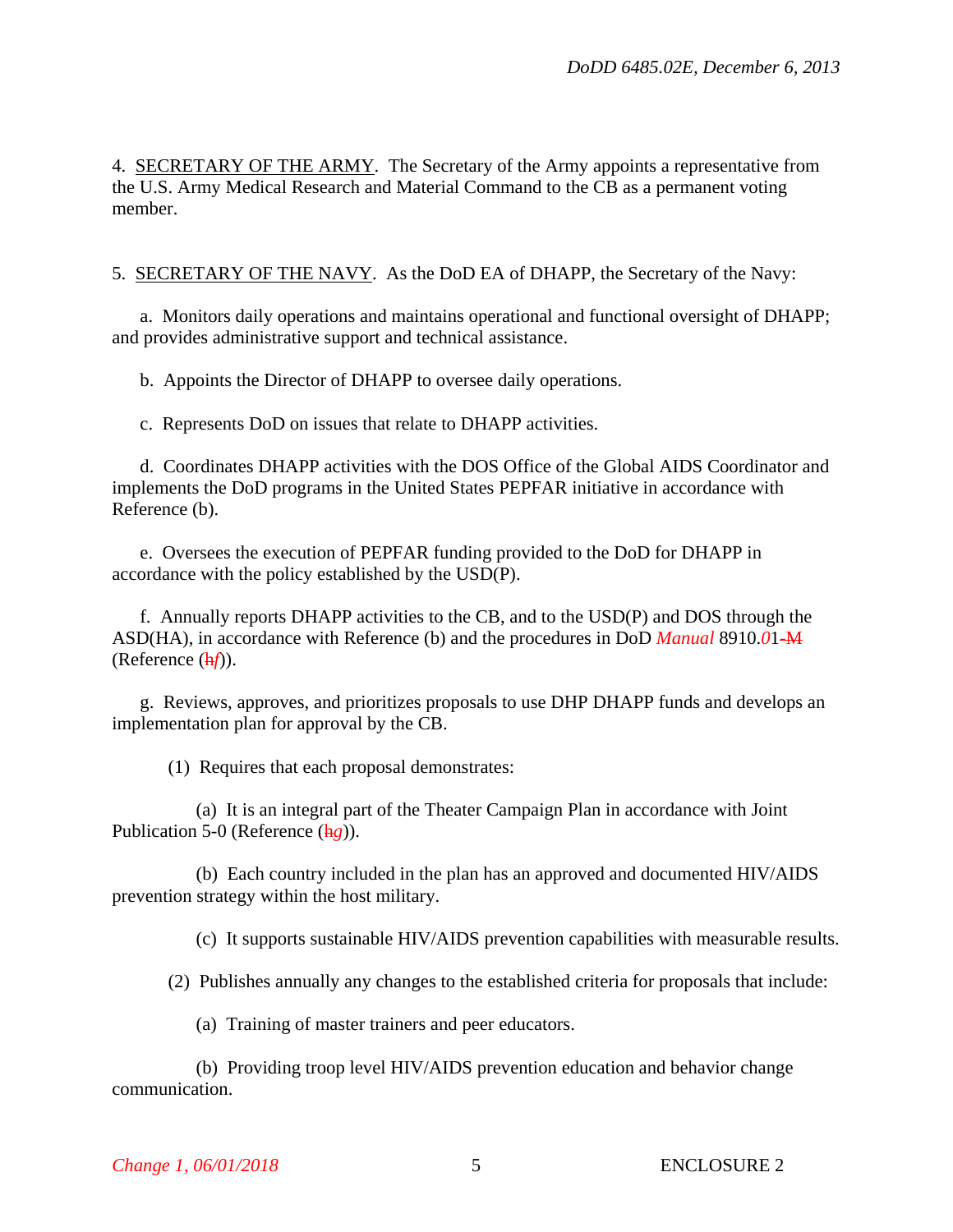4. SECRETARY OF THE ARMY. The Secretary of the Army appoints a representative from the U.S. Army Medical Research and Material Command to the CB as a permanent voting member.

5. SECRETARY OF THE NAVY. As the DoD EA of DHAPP, the Secretary of the Navy:

a. Monitors daily operations and maintains operational and functional oversight of DHAPP; and provides administrative support and technical assistance.

b. Appoints the Director of DHAPP to oversee daily operations.

c. Represents DoD on issues that relate to DHAPP activities.

d. Coordinates DHAPP activities with the DOS Office of the Global AIDS Coordinator and implements the DoD programs in the United States PEPFAR initiative in accordance with Reference (b).

e. Oversees the execution of PEPFAR funding provided to the DoD for DHAPP in accordance with the policy established by the USD(P).

f. Annually reports DHAPP activities to the CB, and to the USD(P) and DOS through the ASD(HA), in accordance with Reference (b) and the procedures in DoD *Manual* 8910.*0*1~~-M~~ (Reference (~~h~~*f*)).

g. Reviews, approves, and prioritizes proposals to use DHP DHAPP funds and develops an implementation plan for approval by the CB.

(1) Requires that each proposal demonstrates:

(a) It is an integral part of the Theater Campaign Plan in accordance with Joint Publication 5-0 (Reference (~~h~~*g*)).

(b) Each country included in the plan has an approved and documented HIV/AIDS prevention strategy within the host military.

(c) It supports sustainable HIV/AIDS prevention capabilities with measurable results.

(2) Publishes annually any changes to the established criteria for proposals that include:

(a) Training of master trainers and peer educators.

(b) Providing troop level HIV/AIDS prevention education and behavior change communication.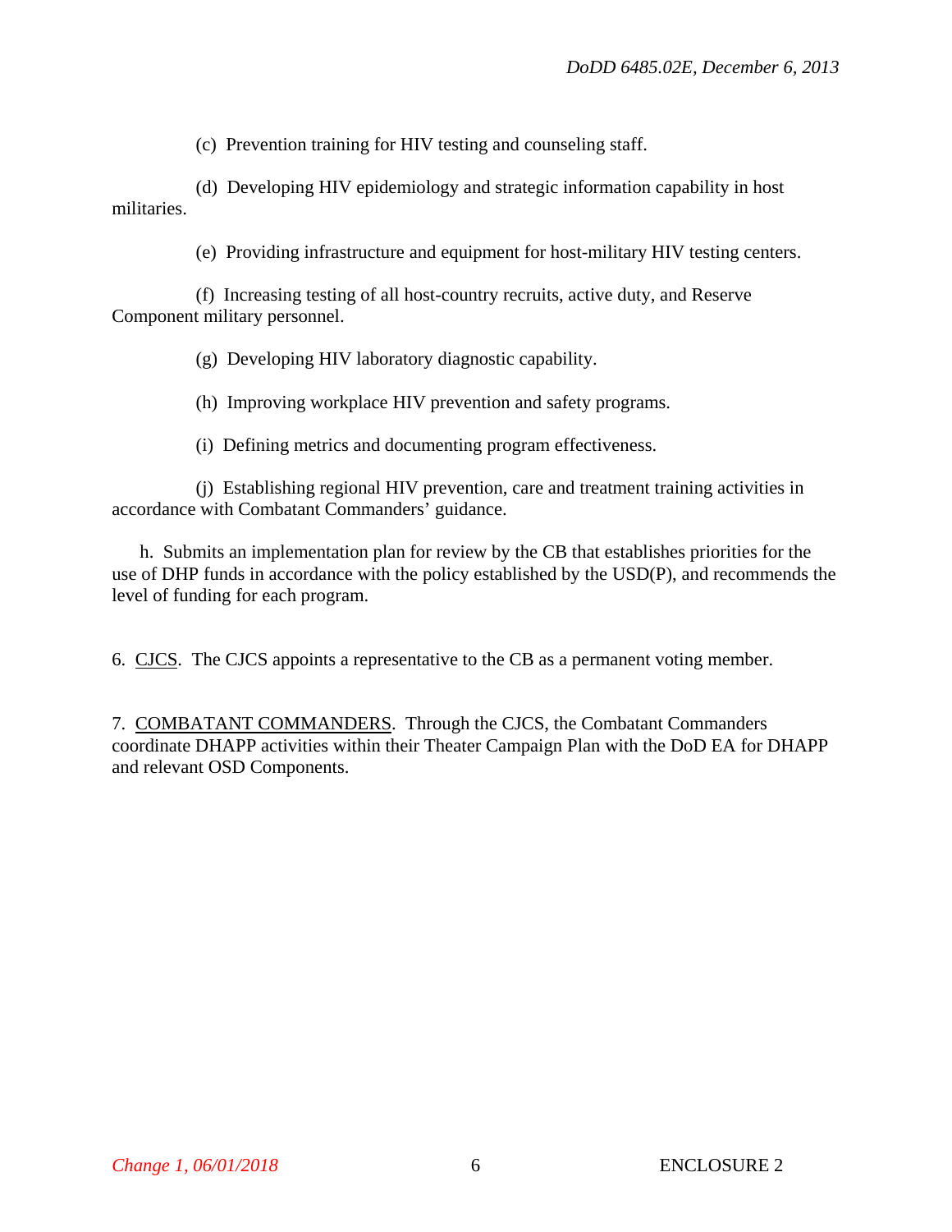(c) Prevention training for HIV testing and counseling staff.

(d) Developing HIV epidemiology and strategic information capability in host militaries.

(e) Providing infrastructure and equipment for host-military HIV testing centers.

(f) Increasing testing of all host-country recruits, active duty, and Reserve Component military personnel.

(g) Developing HIV laboratory diagnostic capability.

(h) Improving workplace HIV prevention and safety programs.

(i) Defining metrics and documenting program effectiveness.

(j) Establishing regional HIV prevention, care and treatment training activities in accordance with Combatant Commanders' guidance.

h. Submits an implementation plan for review by the CB that establishes priorities for the use of DHP funds in accordance with the policy established by the USD(P), and recommends the level of funding for each program.

6. CJCS. The CJCS appoints a representative to the CB as a permanent voting member.

7. COMBATANT COMMANDERS. Through the CJCS, the Combatant Commanders coordinate DHAPP activities within their Theater Campaign Plan with the DoD EA for DHAPP and relevant OSD Components.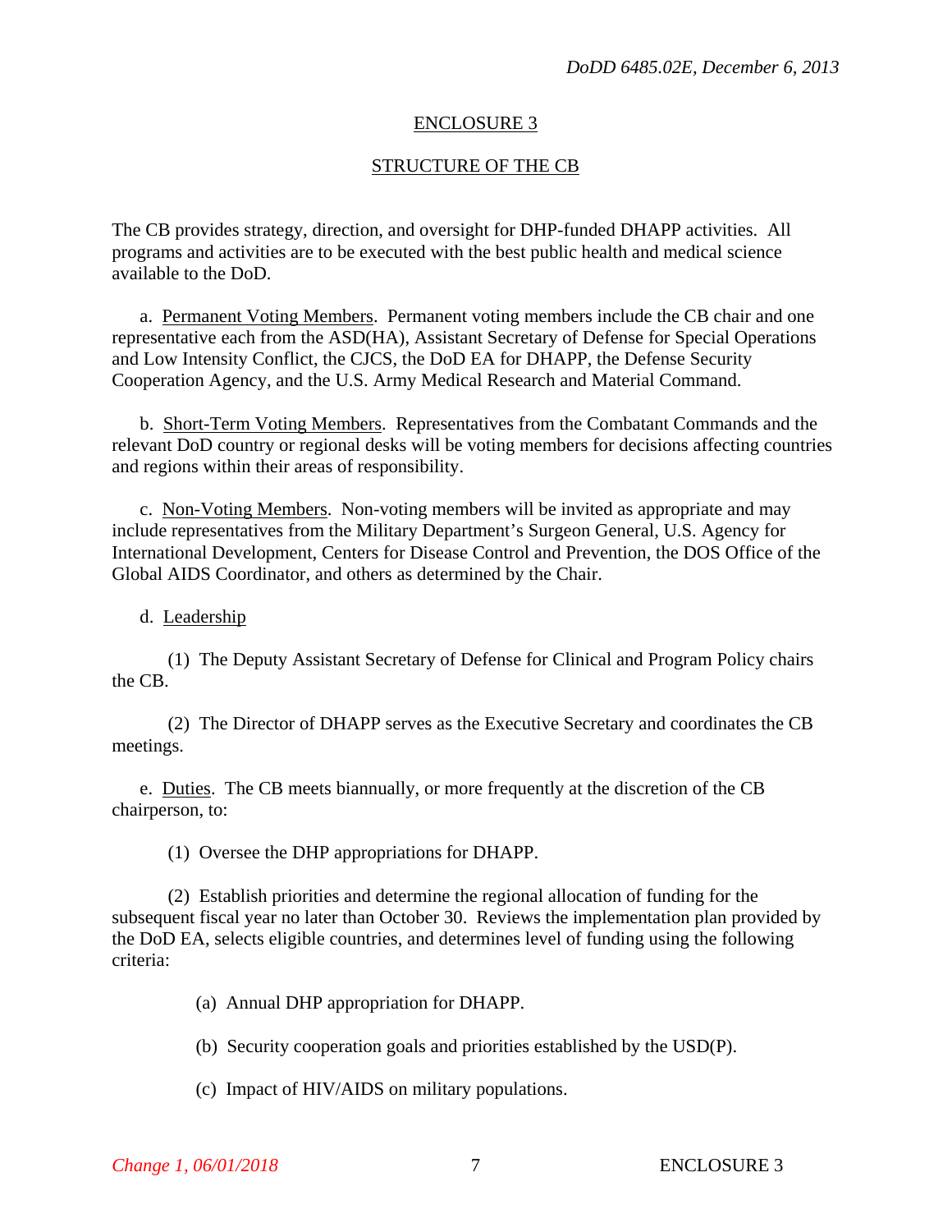## ENCLOSURE 3

## STRUCTURE OF THE CB

The CB provides strategy, direction, and oversight for DHP-funded DHAPP activities. All programs and activities are to be executed with the best public health and medical science available to the DoD.

a. Permanent Voting Members. Permanent voting members include the CB chair and one representative each from the ASD(HA), Assistant Secretary of Defense for Special Operations and Low Intensity Conflict, the CJCS, the DoD EA for DHAPP, the Defense Security Cooperation Agency, and the U.S. Army Medical Research and Material Command.

b. Short-Term Voting Members. Representatives from the Combatant Commands and the relevant DoD country or regional desks will be voting members for decisions affecting countries and regions within their areas of responsibility.

c. Non-Voting Members. Non-voting members will be invited as appropriate and may include representatives from the Military Department's Surgeon General, U.S. Agency for International Development, Centers for Disease Control and Prevention, the DOS Office of the Global AIDS Coordinator, and others as determined by the Chair.

d. Leadership

(1) The Deputy Assistant Secretary of Defense for Clinical and Program Policy chairs the CB.

(2) The Director of DHAPP serves as the Executive Secretary and coordinates the CB meetings.

e. Duties. The CB meets biannually, or more frequently at the discretion of the CB chairperson, to:

(1) Oversee the DHP appropriations for DHAPP.

(2) Establish priorities and determine the regional allocation of funding for the subsequent fiscal year no later than October 30. Reviews the implementation plan provided by the DoD EA, selects eligible countries, and determines level of funding using the following criteria:

(a) Annual DHP appropriation for DHAPP.

(b) Security cooperation goals and priorities established by the USD(P).

(c) Impact of HIV/AIDS on military populations.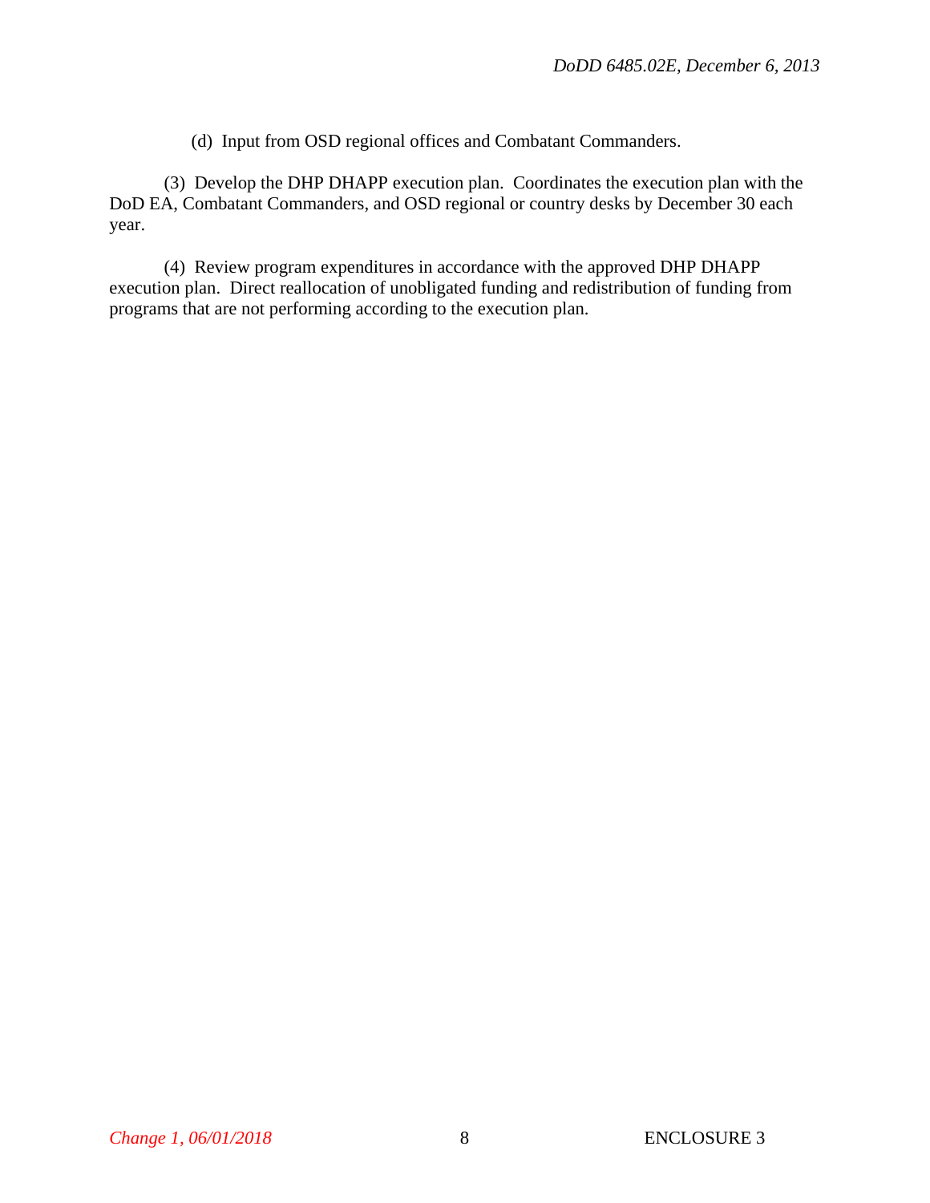(d) Input from OSD regional offices and Combatant Commanders.

(3) Develop the DHP DHAPP execution plan. Coordinates the execution plan with the DoD EA, Combatant Commanders, and OSD regional or country desks by December 30 each year.

(4) Review program expenditures in accordance with the approved DHP DHAPP execution plan. Direct reallocation of unobligated funding and redistribution of funding from programs that are not performing according to the execution plan.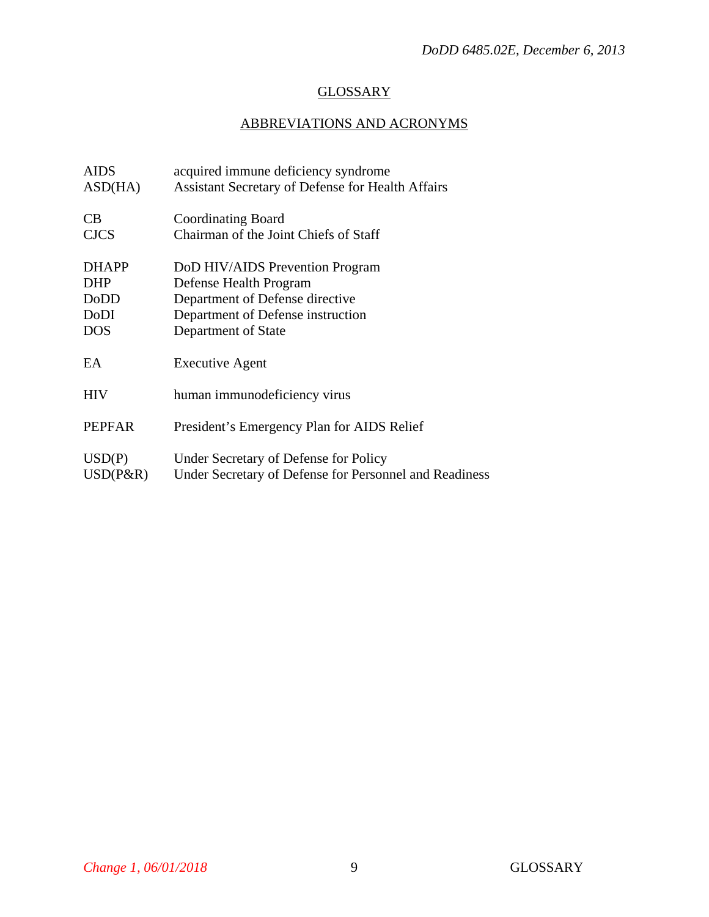## GLOSSARY

## ABBREVIATIONS AND ACRONYMS

| | |
|---|---|
| AIDS | acquired immune deficiency syndrome |
| ASD(HA) | Assistant Secretary of Defense for Health Affairs |
| CB | Coordinating Board |
| CJCS | Chairman of the Joint Chiefs of Staff |
| DHAPP | DoD HIV/AIDS Prevention Program |
| DHP | Defense Health Program |
| DoDD | Department of Defense directive |
| DoDI | Department of Defense instruction |
| DOS | Department of State |
| EA | Executive Agent |
| HIV | human immunodeficiency virus |
| PEPFAR | President's Emergency Plan for AIDS Relief |
| USD(P) | Under Secretary of Defense for Policy |
| USD(P&R) | Under Secretary of Defense for Personnel and Readiness |